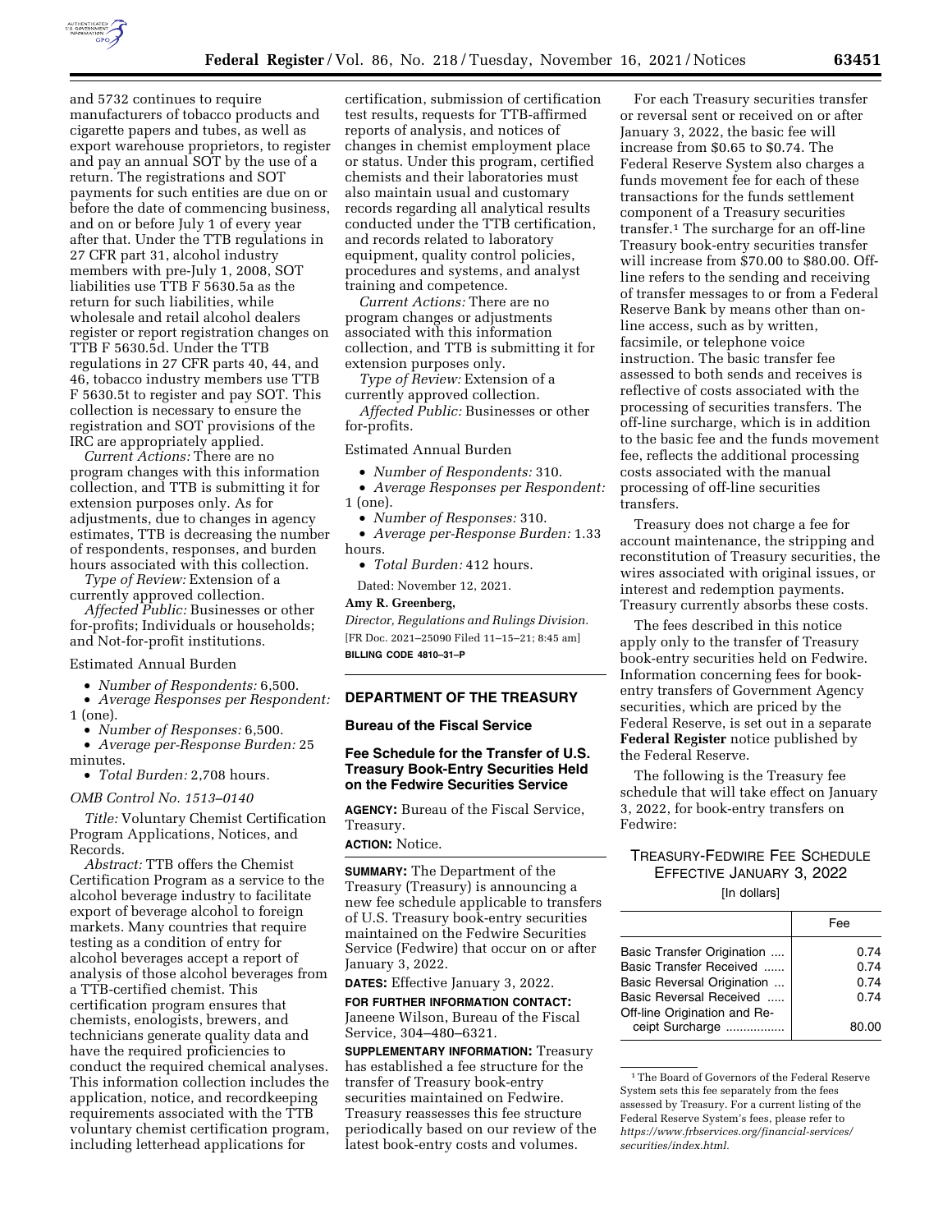and 5732 continues to require manufacturers of tobacco products and cigarette papers and tubes, as well as export warehouse proprietors, to register and pay an annual SOT by the use of a return. The registrations and SOT payments for such entities are due on or before the date of commencing business, and on or before July 1 of every year after that. Under the TTB regulations in 27 CFR part 31, alcohol industry members with pre-July 1, 2008, SOT liabilities use TTB F 5630.5a as the return for such liabilities, while wholesale and retail alcohol dealers register or report registration changes on TTB F 5630.5d. Under the TTB regulations in 27 CFR parts 40, 44, and 46, tobacco industry members use TTB F 5630.5t to register and pay SOT. This collection is necessary to ensure the registration and SOT provisions of the IRC are appropriately applied.

*Current Actions:* There are no program changes with this information collection, and TTB is submitting it for extension purposes only. As for adjustments, due to changes in agency estimates, TTB is decreasing the number of respondents, responses, and burden hours associated with this collection.

*Type of Review:* Extension of a currently approved collection.

*Affected Public:* Businesses or other for-profits; Individuals or households; and Not-for-profit institutions.

Estimated Annual Burden

- *Number of Respondents:* 6,500.
- *Average Responses per Respondent:* 1 (one).
- *Number of Responses:* 6,500.
- *Average per-Response Burden:* 25 minutes.
- *Total Burden:* 2,708 hours.

*OMB Control No. 1513–0140*

*Title:* Voluntary Chemist Certification Program Applications, Notices, and Records.

*Abstract:* TTB offers the Chemist Certification Program as a service to the alcohol beverage industry to facilitate export of beverage alcohol to foreign markets. Many countries that require testing as a condition of entry for alcohol beverages accept a report of analysis of those alcohol beverages from a TTB-certified chemist. This certification program ensures that chemists, enologists, brewers, and technicians generate quality data and have the required proficiencies to conduct the required chemical analyses. This information collection includes the application, notice, and recordkeeping requirements associated with the TTB voluntary chemist certification program, including letterhead applications for certification, submission of certification test results, requests for TTB-affirmed reports of analysis, and notices of changes in chemist employment place or status. Under this program, certified chemists and their laboratories must also maintain usual and customary records regarding all analytical results conducted under the TTB certification, and records related to laboratory equipment, quality control policies, procedures and systems, and analyst training and competence.

*Current Actions:* There are no program changes or adjustments associated with this information collection, and TTB is submitting it for extension purposes only.

*Type of Review:* Extension of a currently approved collection.

*Affected Public:* Businesses or other for-profits.

Estimated Annual Burden

- *Number of Respondents:* 310.
- *Average Responses per Respondent:* 1 (one).
- *Number of Responses:* 310.
- *Average per-Response Burden:* 1.33 hours.
- *Total Burden:* 412 hours.

Dated: November 12, 2021.

**Amy R. Greenberg,**

*Director, Regulations and Rulings Division.*

[FR Doc. 2021–25090 Filed 11–15–21; 8:45 am]

**BILLING CODE 4810–31–P**

## DEPARTMENT OF THE TREASURY

### Bureau of the Fiscal Service

### Fee Schedule for the Transfer of U.S. Treasury Book-Entry Securities Held on the Fedwire Securities Service

**AGENCY:** Bureau of the Fiscal Service, Treasury.

**ACTION:** Notice.

**SUMMARY:** The Department of the Treasury (Treasury) is announcing a new fee schedule applicable to transfers of U.S. Treasury book-entry securities maintained on the Fedwire Securities Service (Fedwire) that occur on or after January 3, 2022.

**DATES:** Effective January 3, 2022.

**FOR FURTHER INFORMATION CONTACT:** Janeene Wilson, Bureau of the Fiscal Service, 304–480–6321.

**SUPPLEMENTARY INFORMATION:** Treasury has established a fee structure for the transfer of Treasury book-entry securities maintained on Fedwire. Treasury reassesses this fee structure periodically based on our review of the latest book-entry costs and volumes.

For each Treasury securities transfer or reversal sent or received on or after January 3, 2022, the basic fee will increase from $0.65 to $0.74. The Federal Reserve System also charges a funds movement fee for each of these transactions for the funds settlement component of a Treasury securities transfer.[1] The surcharge for an off-line Treasury book-entry securities transfer will increase from $70.00 to $80.00. Off-line refers to the sending and receiving of transfer messages to or from a Federal Reserve Bank by means other than on-line access, such as by written, facsimile, or telephone voice instruction. The basic transfer fee assessed to both sends and receives is reflective of costs associated with the processing of securities transfers. The off-line surcharge, which is in addition to the basic fee and the funds movement fee, reflects the additional processing costs associated with the manual processing of off-line securities transfers.

Treasury does not charge a fee for account maintenance, the stripping and reconstitution of Treasury securities, the wires associated with original issues, or interest and redemption payments. Treasury currently absorbs these costs.

The fees described in this notice apply only to the transfer of Treasury book-entry securities held on Fedwire. Information concerning fees for book-entry transfers of Government Agency securities, which are priced by the Federal Reserve, is set out in a separate **Federal Register** notice published by the Federal Reserve.

The following is the Treasury fee schedule that will take effect on January 3, 2022, for book-entry transfers on Fedwire:

TREASURY-FEDWIRE FEE SCHEDULE EFFECTIVE JANUARY 3, 2022

[In dollars]

| | Fee |
|---|---|
| Basic Transfer Origination | 0.74 |
| Basic Transfer Received | 0.74 |
| Basic Reversal Origination | 0.74 |
| Basic Reversal Received | 0.74 |
| Off-line Origination and Receipt Surcharge | 80.00 |

[1] The Board of Governors of the Federal Reserve System sets this fee separately from the fees assessed by Treasury. For a current listing of the Federal Reserve System's fees, please refer to *https://www.frbservices.org/financial-services/securities/index.html.*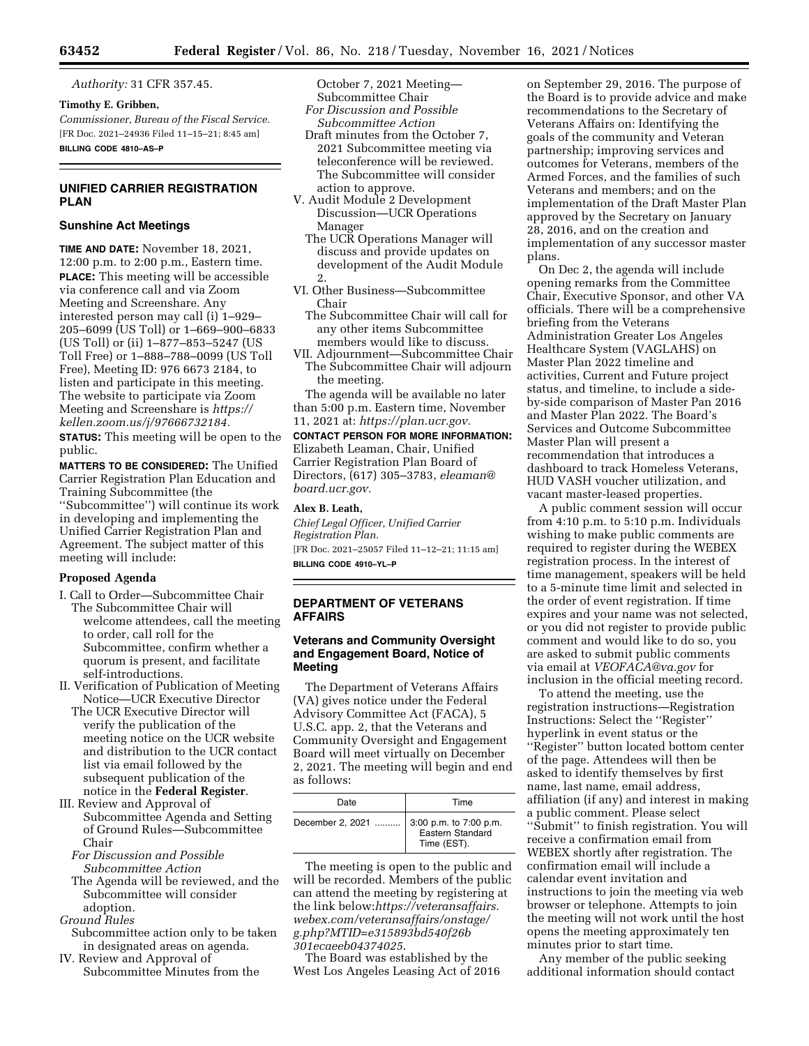*Authority:* 31 CFR 357.45.

**Timothy E. Gribben,**

*Commissioner, Bureau of the Fiscal Service.*

[FR Doc. 2021–24936 Filed 11–15–21; 8:45 am]

**BILLING CODE 4810–AS–P**

## UNIFIED CARRIER REGISTRATION PLAN

### Sunshine Act Meetings

**TIME AND DATE:** November 18, 2021, 12:00 p.m. to 2:00 p.m., Eastern time.

**PLACE:** This meeting will be accessible via conference call and via Zoom Meeting and Screenshare. Any interested person may call (i) 1–929–205–6099 (US Toll) or 1–669–900–6833 (US Toll) or (ii) 1–877–853–5247 (US Toll Free) or 1–888–788–0099 (US Toll Free), Meeting ID: 976 6673 2184, to listen and participate in this meeting. The website to participate via Zoom Meeting and Screenshare is *https://kellen.zoom.us/j/97666732184.*

**STATUS:** This meeting will be open to the public.

**MATTERS TO BE CONSIDERED:** The Unified Carrier Registration Plan Education and Training Subcommittee (the ''Subcommittee'') will continue its work in developing and implementing the Unified Carrier Registration Plan and Agreement. The subject matter of this meeting will include:

#### Proposed Agenda

I. Call to Order—Subcommittee Chair

The Subcommittee Chair will welcome attendees, call the meeting to order, call roll for the Subcommittee, confirm whether a quorum is present, and facilitate self-introductions.

II. Verification of Publication of Meeting Notice—UCR Executive Director

The UCR Executive Director will verify the publication of the meeting notice on the UCR website and distribution to the UCR contact list via email followed by the subsequent publication of the notice in the **Federal Register**.

III. Review and Approval of Subcommittee Agenda and Setting of Ground Rules—Subcommittee Chair

*For Discussion and Possible Subcommittee Action*

The Agenda will be reviewed, and the Subcommittee will consider adoption.

*Ground Rules*

Subcommittee action only to be taken in designated areas on agenda.

IV. Review and Approval of Subcommittee Minutes from the October 7, 2021 Meeting—Subcommittee Chair

*For Discussion and Possible Subcommittee Action*

Draft minutes from the October 7, 2021 Subcommittee meeting via teleconference will be reviewed. The Subcommittee will consider action to approve.

V. Audit Module 2 Development Discussion—UCR Operations Manager

The UCR Operations Manager will discuss and provide updates on development of the Audit Module 2.

VI. Other Business—Subcommittee Chair

The Subcommittee Chair will call for any other items Subcommittee members would like to discuss.

VII. Adjournment—Subcommittee Chair

The Subcommittee Chair will adjourn the meeting.

The agenda will be available no later than 5:00 p.m. Eastern time, November 11, 2021 at: *https://plan.ucr.gov.*

**CONTACT PERSON FOR MORE INFORMATION:** Elizabeth Leaman, Chair, Unified Carrier Registration Plan Board of Directors, (617) 305–3783, *eleaman@board.ucr.gov.*

**Alex B. Leath,**

*Chief Legal Officer, Unified Carrier Registration Plan.*

[FR Doc. 2021–25057 Filed 11–12–21; 11:15 am]

**BILLING CODE 4910–YL–P**

## DEPARTMENT OF VETERANS AFFAIRS

### Veterans and Community Oversight and Engagement Board, Notice of Meeting

The Department of Veterans Affairs (VA) gives notice under the Federal Advisory Committee Act (FACA), 5 U.S.C. app. 2, that the Veterans and Community Oversight and Engagement Board will meet virtually on December 2, 2021. The meeting will begin and end as follows:

| Date | Time |
|---|---|
| December 2, 2021 .......... | 3:00 p.m. to 7:00 p.m. Eastern Standard Time (EST). |

The meeting is open to the public and will be recorded. Members of the public can attend the meeting by registering at the link below:*https://veteransaffairs.webex.com/veteransaffairs/onstage/g.php?MTID=e315893bd540f26b301ecaeeb04374025.*

The Board was established by the West Los Angeles Leasing Act of 2016 on September 29, 2016. The purpose of the Board is to provide advice and make recommendations to the Secretary of Veterans Affairs on: Identifying the goals of the community and Veteran partnership; improving services and outcomes for Veterans, members of the Armed Forces, and the families of such Veterans and members; and on the implementation of the Draft Master Plan approved by the Secretary on January 28, 2016, and on the creation and implementation of any successor master plans.

On Dec 2, the agenda will include opening remarks from the Committee Chair, Executive Sponsor, and other VA officials. There will be a comprehensive briefing from the Veterans Administration Greater Los Angeles Healthcare System (VAGLAHS) on Master Plan 2022 timeline and activities, Current and Future project status, and timeline, to include a side-by-side comparison of Master Pan 2016 and Master Plan 2022. The Board's Services and Outcome Subcommittee Master Plan will present a recommendation that introduces a dashboard to track Homeless Veterans, HUD VASH voucher utilization, and vacant master-leased properties.

A public comment session will occur from 4:10 p.m. to 5:10 p.m. Individuals wishing to make public comments are required to register during the WEBEX registration process. In the interest of time management, speakers will be held to a 5-minute time limit and selected in the order of event registration. If time expires and your name was not selected, or you did not register to provide public comment and would like to do so, you are asked to submit public comments via email at *VEOFACA@va.gov* for inclusion in the official meeting record.

To attend the meeting, use the registration instructions—Registration Instructions: Select the ''Register'' hyperlink in event status or the ''Register'' button located bottom center of the page. Attendees will then be asked to identify themselves by first name, last name, email address, affiliation (if any) and interest in making a public comment. Please select ''Submit'' to finish registration. You will receive a confirmation email from WEBEX shortly after registration. The confirmation email will include a calendar event invitation and instructions to join the meeting via web browser or telephone. Attempts to join the meeting will not work until the host opens the meeting approximately ten minutes prior to start time.

Any member of the public seeking additional information should contact